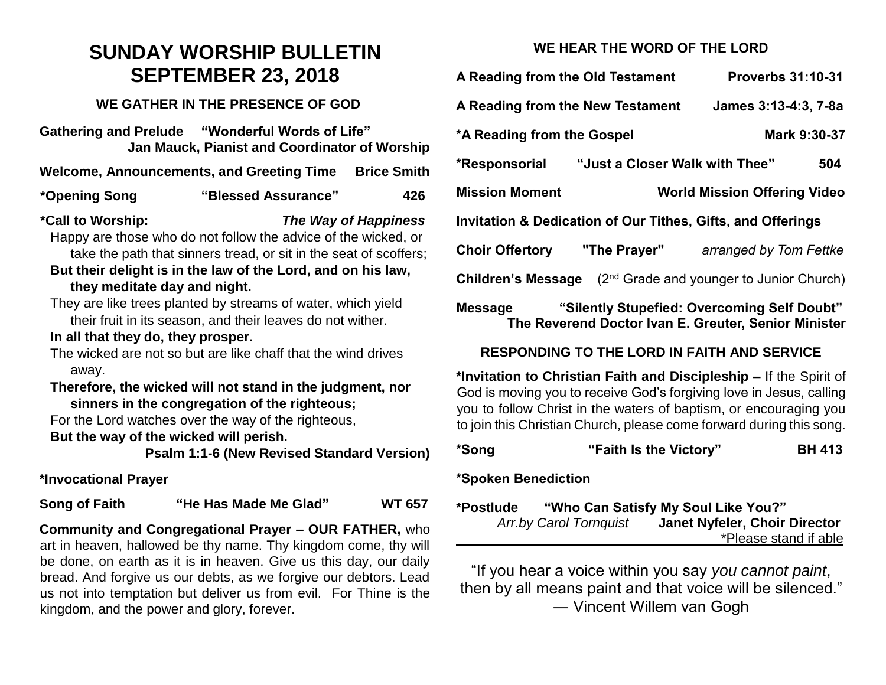# SUNDAY WORSHIP BULLETIN
# SEPTEMBER 23, 2018

### WE GATHER IN THE PRESENCE OF GOD

**Gathering and Prelude** **"Wonderful Words of Life"**
**Jan Mauck, Pianist and Coordinator of Worship**

**Welcome, Announcements, and Greeting Time** **Brice Smith**

**\*Opening Song** **"Blessed Assurance"** **426**

**\*Call to Worship:** ***The Way of Happiness***

Happy are those who do not follow the advice of the wicked, or take the path that sinners tread, or sit in the seat of scoffers;

**But their delight is in the law of the Lord, and on his law, they meditate day and night.**

They are like trees planted by streams of water, which yield their fruit in its season, and their leaves do not wither.

**In all that they do, they prosper.**

The wicked are not so but are like chaff that the wind drives away.

**Therefore, the wicked will not stand in the judgment, nor sinners in the congregation of the righteous;**

For the Lord watches over the way of the righteous,

**But the way of the wicked will perish.**

**Psalm 1:1-6 (New Revised Standard Version)**

**\*Invocational Prayer**

**Song of Faith** **"He Has Made Me Glad"** **WT 657**

**Community and Congregational Prayer – OUR FATHER,** who art in heaven, hallowed be thy name. Thy kingdom come, thy will be done, on earth as it is in heaven. Give us this day, our daily bread. And forgive us our debts, as we forgive our debtors. Lead us not into temptation but deliver us from evil. For Thine is the kingdom, and the power and glory, forever.

### WE HEAR THE WORD OF THE LORD

**A Reading from the Old Testament** **Proverbs 31:10-31**

**A Reading from the New Testament** **James 3:13-4:3, 7-8a**

**\*A Reading from the Gospel** **Mark 9:30-37**

**\*Responsorial** **"Just a Closer Walk with Thee"** **504**

**Mission Moment** **World Mission Offering Video**

**Invitation & Dedication of Our Tithes, Gifts, and Offerings**

**Choir Offertory** **"The Prayer"** *arranged by Tom Fettke*

**Children's Message** (2nd Grade and younger to Junior Church)

**Message** **"Silently Stupefied: Overcoming Self Doubt"**
**The Reverend Doctor Ivan E. Greuter, Senior Minister**

### RESPONDING TO THE LORD IN FAITH AND SERVICE

**\*Invitation to Christian Faith and Discipleship –** If the Spirit of God is moving you to receive God's forgiving love in Jesus, calling you to follow Christ in the waters of baptism, or encouraging you to join this Christian Church, please come forward during this song.

**\*Song** **"Faith Is the Victory"** **BH 413**

**\*Spoken Benediction**

**\*Postlude** **"Who Can Satisfy My Soul Like You?"**
*Arr.by Carol Tornquist* **Janet Nyfeler, Choir Director**

\*Please stand if able

---

"If you hear a voice within you say *you cannot paint*, then by all means paint and that voice will be silenced."
— Vincent Willem van Gogh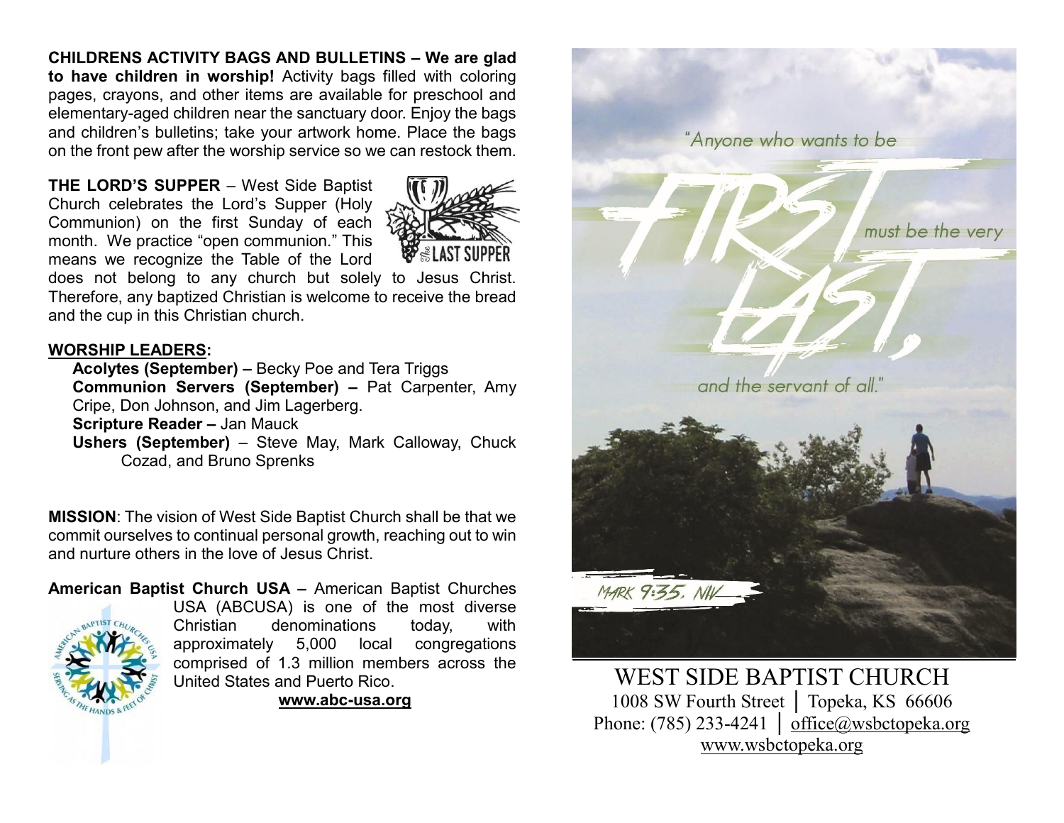**CHILDRENS ACTIVITY BAGS AND BULLETINS – We are glad to have children in worship!** Activity bags filled with coloring pages, crayons, and other items are available for preschool and elementary-aged children near the sanctuary door. Enjoy the bags and children's bulletins; take your artwork home. Place the bags on the front pew after the worship service so we can restock them.

**THE LORD'S SUPPER** – West Side Baptist Church celebrates the Lord's Supper (Holy Communion) on the first Sunday of each month. We practice "open communion." This means we recognize the Table of the Lord does not belong to any church but solely to Jesus Christ. Therefore, any baptized Christian is welcome to receive the bread and the cup in this Christian church.

**WORSHIP LEADERS:**

**Acolytes (September) –** Becky Poe and Tera Triggs
**Communion Servers (September) –** Pat Carpenter, Amy Cripe, Don Johnson, and Jim Lagerberg.
**Scripture Reader –** Jan Mauck
**Ushers (September)** – Steve May, Mark Calloway, Chuck Cozad, and Bruno Sprenks

**MISSION**: The vision of West Side Baptist Church shall be that we commit ourselves to continual personal growth, reaching out to win and nurture others in the love of Jesus Christ.

**American Baptist Church USA –** American Baptist Churches USA (ABCUSA) is one of the most diverse Christian denominations today, with approximately 5,000 local congregations comprised of 1.3 million members across the United States and Puerto Rico.

**www.abc-usa.org**

"Anyone who wants to be FIRST must be the very LAST, and the servant of all."

MARK 9:35, NIV

# WEST SIDE BAPTIST CHURCH

1008 SW Fourth Street | Topeka, KS 66606
Phone: (785) 233-4241 | office@wsbctopeka.org
www.wsbctopeka.org